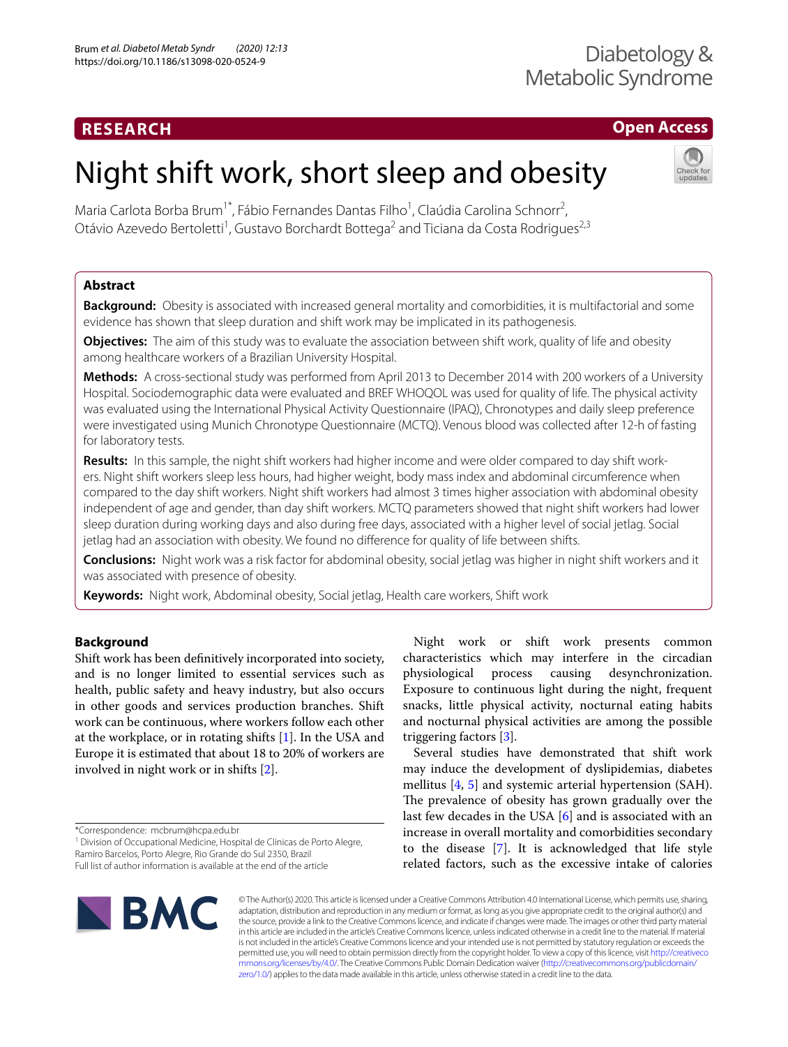RESEARCH

Open Access

# Night shift work, short sleep and obesity

Maria Carlota Borba Brum[1*], Fábio Fernandes Dantas Filho[1], Claúdia Carolina Schnorr[2], Otávio Azevedo Bertoletti[1], Gustavo Borchardt Bottega[2] and Ticiana da Costa Rodrigues[2,3]

## Abstract

**Background:** Obesity is associated with increased general mortality and comorbidities, it is multifactorial and some evidence has shown that sleep duration and shift work may be implicated in its pathogenesis.

**Objectives:** The aim of this study was to evaluate the association between shift work, quality of life and obesity among healthcare workers of a Brazilian University Hospital.

**Methods:** A cross-sectional study was performed from April 2013 to December 2014 with 200 workers of a University Hospital. Sociodemographic data were evaluated and BREF WHOQOL was used for quality of life. The physical activity was evaluated using the International Physical Activity Questionnaire (IPAQ), Chronotypes and daily sleep preference were investigated using Munich Chronotype Questionnaire (MCTQ). Venous blood was collected after 12-h of fasting for laboratory tests.

**Results:** In this sample, the night shift workers had higher income and were older compared to day shift workers. Night shift workers sleep less hours, had higher weight, body mass index and abdominal circumference when compared to the day shift workers. Night shift workers had almost 3 times higher association with abdominal obesity independent of age and gender, than day shift workers. MCTQ parameters showed that night shift workers had lower sleep duration during working days and also during free days, associated with a higher level of social jetlag. Social jetlag had an association with obesity. We found no difference for quality of life between shifts.

**Conclusions:** Night work was a risk factor for abdominal obesity, social jetlag was higher in night shift workers and it was associated with presence of obesity.

**Keywords:** Night work, Abdominal obesity, Social jetlag, Health care workers, Shift work

## Background

Shift work has been definitively incorporated into society, and is no longer limited to essential services such as health, public safety and heavy industry, but also occurs in other goods and services production branches. Shift work can be continuous, where workers follow each other at the workplace, or in rotating shifts [1]. In the USA and Europe it is estimated that about 18 to 20% of workers are involved in night work or in shifts [2].

Night work or shift work presents common characteristics which may interfere in the circadian physiological process causing desynchronization. Exposure to continuous light during the night, frequent snacks, little physical activity, nocturnal eating habits and nocturnal physical activities are among the possible triggering factors [3].

Several studies have demonstrated that shift work may induce the development of dyslipidemias, diabetes mellitus [4, 5] and systemic arterial hypertension (SAH). The prevalence of obesity has grown gradually over the last few decades in the USA [6] and is associated with an increase in overall mortality and comorbidities secondary to the disease [7]. It is acknowledged that life style related factors, such as the excessive intake of calories

*Correspondence: mcbrum@hcpa.edu.br

[1] Division of Occupational Medicine, Hospital de Clinicas de Porto Alegre, Ramiro Barcelos, Porto Alegre, Rio Grande do Sul 2350, Brazil

Full list of author information is available at the end of the article

© The Author(s) 2020. This article is licensed under a Creative Commons Attribution 4.0 International License, which permits use, sharing, adaptation, distribution and reproduction in any medium or format, as long as you give appropriate credit to the original author(s) and the source, provide a link to the Creative Commons licence, and indicate if changes were made. The images or other third party material in this article are included in the article's Creative Commons licence, unless indicated otherwise in a credit line to the material. If material is not included in the article's Creative Commons licence and your intended use is not permitted by statutory regulation or exceeds the permitted use, you will need to obtain permission directly from the copyright holder. To view a copy of this licence, visit http://creativecommons.org/licenses/by/4.0/. The Creative Commons Public Domain Dedication waiver (http://creativecommons.org/publicdomain/zero/1.0/) applies to the data made available in this article, unless otherwise stated in a credit line to the data.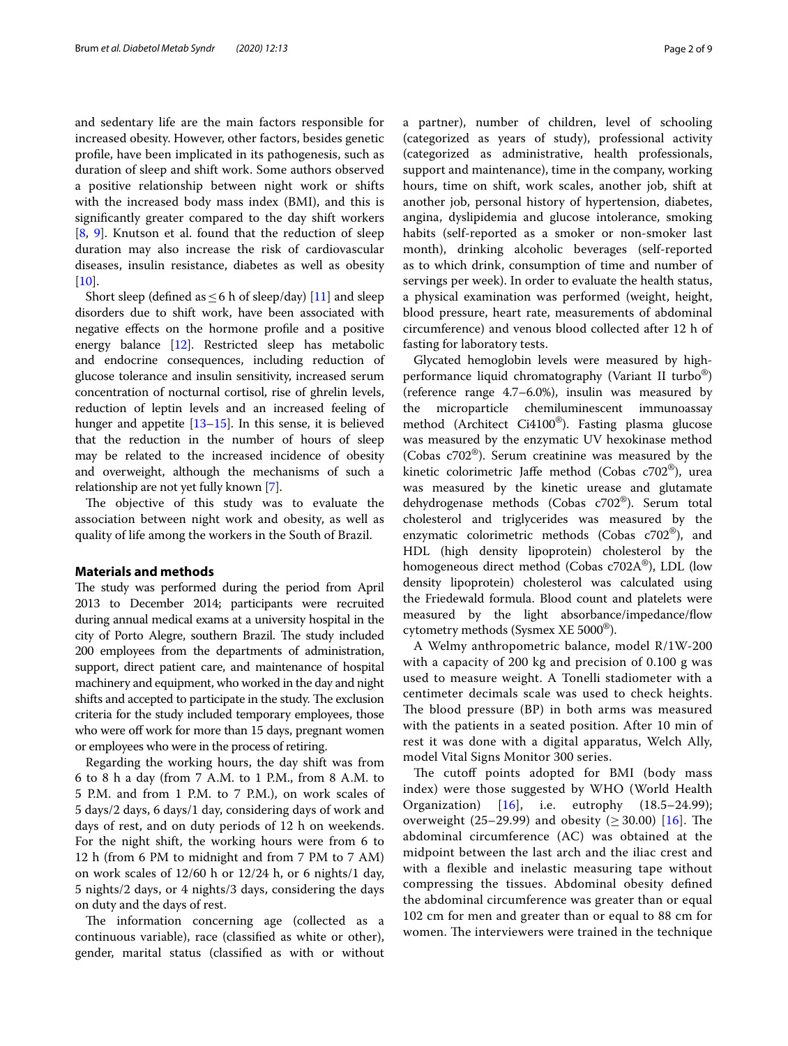and sedentary life are the main factors responsible for increased obesity. However, other factors, besides genetic profile, have been implicated in its pathogenesis, such as duration of sleep and shift work. Some authors observed a positive relationship between night work or shifts with the increased body mass index (BMI), and this is significantly greater compared to the day shift workers [8, 9]. Knutson et al. found that the reduction of sleep duration may also increase the risk of cardiovascular diseases, insulin resistance, diabetes as well as obesity [10].

Short sleep (defined as ≤ 6 h of sleep/day) [11] and sleep disorders due to shift work, have been associated with negative effects on the hormone profile and a positive energy balance [12]. Restricted sleep has metabolic and endocrine consequences, including reduction of glucose tolerance and insulin sensitivity, increased serum concentration of nocturnal cortisol, rise of ghrelin levels, reduction of leptin levels and an increased feeling of hunger and appetite [13–15]. In this sense, it is believed that the reduction in the number of hours of sleep may be related to the increased incidence of obesity and overweight, although the mechanisms of such a relationship are not yet fully known [7].

The objective of this study was to evaluate the association between night work and obesity, as well as quality of life among the workers in the South of Brazil.

## Materials and methods

The study was performed during the period from April 2013 to December 2014; participants were recruited during annual medical exams at a university hospital in the city of Porto Alegre, southern Brazil. The study included 200 employees from the departments of administration, support, direct patient care, and maintenance of hospital machinery and equipment, who worked in the day and night shifts and accepted to participate in the study. The exclusion criteria for the study included temporary employees, those who were off work for more than 15 days, pregnant women or employees who were in the process of retiring.

Regarding the working hours, the day shift was from 6 to 8 h a day (from 7 A.M. to 1 P.M., from 8 A.M. to 5 P.M. and from 1 P.M. to 7 P.M.), on work scales of 5 days/2 days, 6 days/1 day, considering days of work and days of rest, and on duty periods of 12 h on weekends. For the night shift, the working hours were from 6 to 12 h (from 6 PM to midnight and from 7 PM to 7 AM) on work scales of 12/60 h or 12/24 h, or 6 nights/1 day, 5 nights/2 days, or 4 nights/3 days, considering the days on duty and the days of rest.

The information concerning age (collected as a continuous variable), race (classified as white or other), gender, marital status (classified as with or without a partner), number of children, level of schooling (categorized as years of study), professional activity (categorized as administrative, health professionals, support and maintenance), time in the company, working hours, time on shift, work scales, another job, shift at another job, personal history of hypertension, diabetes, angina, dyslipidemia and glucose intolerance, smoking habits (self-reported as a smoker or non-smoker last month), drinking alcoholic beverages (self-reported as to which drink, consumption of time and number of servings per week). In order to evaluate the health status, a physical examination was performed (weight, height, blood pressure, heart rate, measurements of abdominal circumference) and venous blood collected after 12 h of fasting for laboratory tests.

Glycated hemoglobin levels were measured by high-performance liquid chromatography (Variant II turbo®) (reference range 4.7–6.0%), insulin was measured by the microparticle chemiluminescent immunoassay method (Architect Ci4100®). Fasting plasma glucose was measured by the enzymatic UV hexokinase method (Cobas c702®). Serum creatinine was measured by the kinetic colorimetric Jaffe method (Cobas c702®), urea was measured by the kinetic urease and glutamate dehydrogenase methods (Cobas c702®). Serum total cholesterol and triglycerides was measured by the enzymatic colorimetric methods (Cobas c702®), and HDL (high density lipoprotein) cholesterol by the homogeneous direct method (Cobas c702A®), LDL (low density lipoprotein) cholesterol was calculated using the Friedewald formula. Blood count and platelets were measured by the light absorbance/impedance/flow cytometry methods (Sysmex XE 5000®).

A Welmy anthropometric balance, model R/1W-200 with a capacity of 200 kg and precision of 0.100 g was used to measure weight. A Tonelli stadiometer with a centimeter decimals scale was used to check heights. The blood pressure (BP) in both arms was measured with the patients in a seated position. After 10 min of rest it was done with a digital apparatus, Welch Ally, model Vital Signs Monitor 300 series.

The cutoff points adopted for BMI (body mass index) were those suggested by WHO (World Health Organization) [16], i.e. eutrophy (18.5–24.99); overweight (25–29.99) and obesity (≥ 30.00) [16]. The abdominal circumference (AC) was obtained at the midpoint between the last arch and the iliac crest and with a flexible and inelastic measuring tape without compressing the tissues. Abdominal obesity defined the abdominal circumference was greater than or equal 102 cm for men and greater than or equal to 88 cm for women. The interviewers were trained in the technique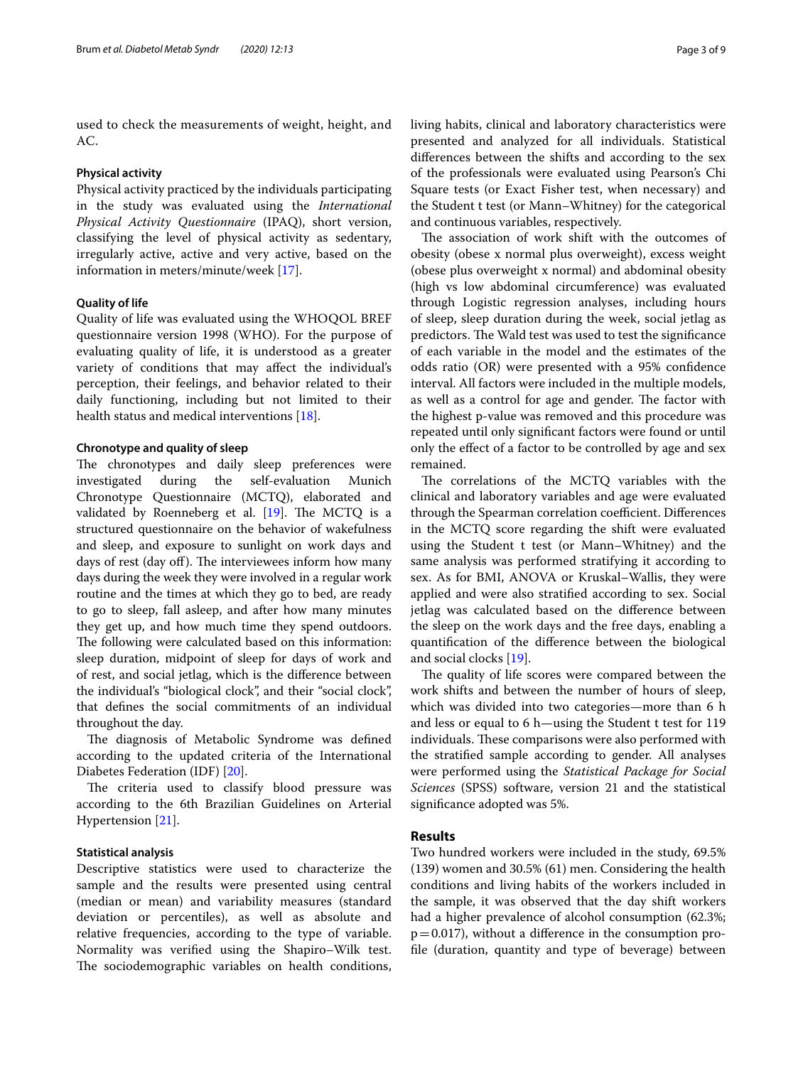used to check the measurements of weight, height, and AC.

### Physical activity

Physical activity practiced by the individuals participating in the study was evaluated using the *International Physical Activity Questionnaire* (IPAQ), short version, classifying the level of physical activity as sedentary, irregularly active, active and very active, based on the information in meters/minute/week [17].

### Quality of life

Quality of life was evaluated using the WHOQOL BREF questionnaire version 1998 (WHO). For the purpose of evaluating quality of life, it is understood as a greater variety of conditions that may affect the individual's perception, their feelings, and behavior related to their daily functioning, including but not limited to their health status and medical interventions [18].

### Chronotype and quality of sleep

The chronotypes and daily sleep preferences were investigated during the self-evaluation Munich Chronotype Questionnaire (MCTQ), elaborated and validated by Roenneberg et al. [19]. The MCTQ is a structured questionnaire on the behavior of wakefulness and sleep, and exposure to sunlight on work days and days of rest (day off). The interviewees inform how many days during the week they were involved in a regular work routine and the times at which they go to bed, are ready to go to sleep, fall asleep, and after how many minutes they get up, and how much time they spend outdoors. The following were calculated based on this information: sleep duration, midpoint of sleep for days of work and of rest, and social jetlag, which is the difference between the individual's "biological clock", and their "social clock", that defines the social commitments of an individual throughout the day.

The diagnosis of Metabolic Syndrome was defined according to the updated criteria of the International Diabetes Federation (IDF) [20].

The criteria used to classify blood pressure was according to the 6th Brazilian Guidelines on Arterial Hypertension [21].

### Statistical analysis

Descriptive statistics were used to characterize the sample and the results were presented using central (median or mean) and variability measures (standard deviation or percentiles), as well as absolute and relative frequencies, according to the type of variable. Normality was verified using the Shapiro–Wilk test. The sociodemographic variables on health conditions, living habits, clinical and laboratory characteristics were presented and analyzed for all individuals. Statistical differences between the shifts and according to the sex of the professionals were evaluated using Pearson's Chi Square tests (or Exact Fisher test, when necessary) and the Student t test (or Mann–Whitney) for the categorical and continuous variables, respectively.

The association of work shift with the outcomes of obesity (obese x normal plus overweight), excess weight (obese plus overweight x normal) and abdominal obesity (high vs low abdominal circumference) was evaluated through Logistic regression analyses, including hours of sleep, sleep duration during the week, social jetlag as predictors. The Wald test was used to test the significance of each variable in the model and the estimates of the odds ratio (OR) were presented with a 95% confidence interval. All factors were included in the multiple models, as well as a control for age and gender. The factor with the highest p-value was removed and this procedure was repeated until only significant factors were found or until only the effect of a factor to be controlled by age and sex remained.

The correlations of the MCTQ variables with the clinical and laboratory variables and age were evaluated through the Spearman correlation coefficient. Differences in the MCTQ score regarding the shift were evaluated using the Student t test (or Mann–Whitney) and the same analysis was performed stratifying it according to sex. As for BMI, ANOVA or Kruskal–Wallis, they were applied and were also stratified according to sex. Social jetlag was calculated based on the difference between the sleep on the work days and the free days, enabling a quantification of the difference between the biological and social clocks [19].

The quality of life scores were compared between the work shifts and between the number of hours of sleep, which was divided into two categories—more than 6 h and less or equal to 6 h—using the Student t test for 119 individuals. These comparisons were also performed with the stratified sample according to gender. All analyses were performed using the *Statistical Package for Social Sciences* (SPSS) software, version 21 and the statistical significance adopted was 5%.

## Results

Two hundred workers were included in the study, 69.5% (139) women and 30.5% (61) men. Considering the health conditions and living habits of the workers included in the sample, it was observed that the day shift workers had a higher prevalence of alcohol consumption (62.3%; $p = 0.017$), without a difference in the consumption profile (duration, quantity and type of beverage) between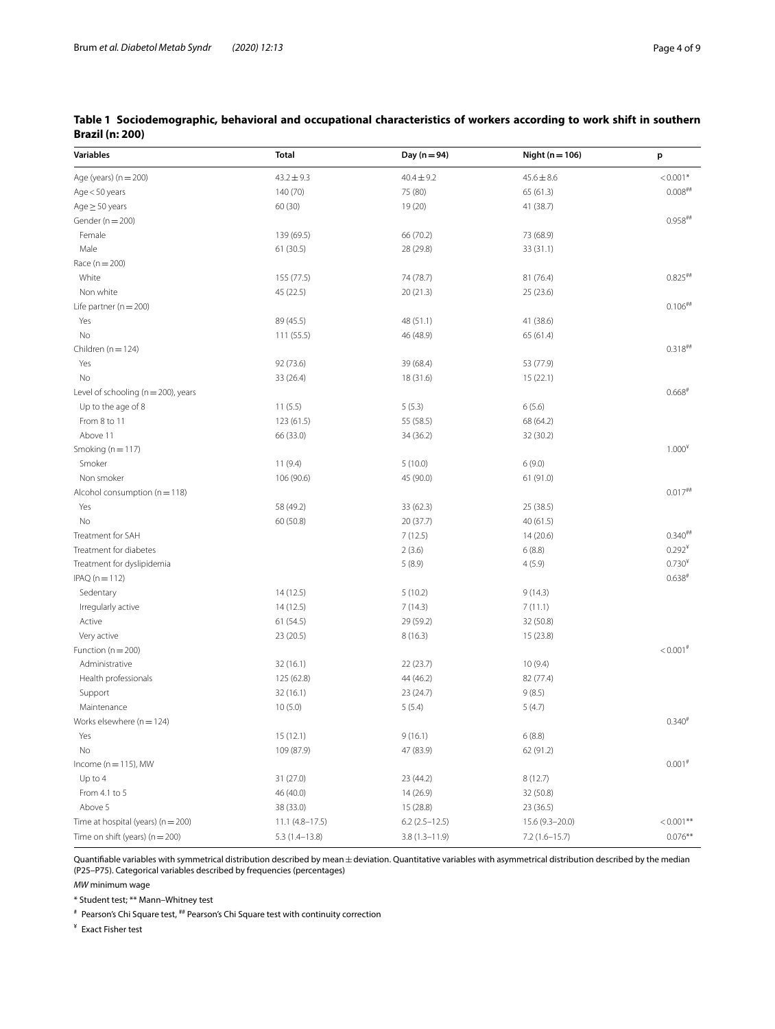**Table 1 Sociodemographic, behavioral and occupational characteristics of workers according to work shift in southern Brazil (n: 200)**

| Variables | Total | Day (n = 94) | Night (n = 106) | p |
|---|---|---|---|---|
| Age (years) (n = 200) | 43.2 ± 9.3 | 40.4 ± 9.2 | 45.6 ± 8.6 | < 0.001* |
| Age < 50 years | 140 (70) | 75 (80) | 65 (61.3) | 0.008## |
| Age ≥ 50 years | 60 (30) | 19 (20) | 41 (38.7) | |
| Gender (n = 200) | | | | 0.958## |
| Female | 139 (69.5) | 66 (70.2) | 73 (68.9) | |
| Male | 61 (30.5) | 28 (29.8) | 33 (31.1) | |
| Race (n = 200) | | | | |
| White | 155 (77.5) | 74 (78.7) | 81 (76.4) | 0.825## |
| Non white | 45 (22.5) | 20 (21.3) | 25 (23.6) | |
| Life partner (n = 200) | | | | 0.106## |
| Yes | 89 (45.5) | 48 (51.1) | 41 (38.6) | |
| No | 111 (55.5) | 46 (48.9) | 65 (61.4) | |
| Children (n = 124) | | | | 0.318## |
| Yes | 92 (73.6) | 39 (68.4) | 53 (77.9) | |
| No | 33 (26.4) | 18 (31.6) | 15 (22.1) | |
| Level of schooling (n = 200), years | | | | 0.668# |
| Up to the age of 8 | 11 (5.5) | 5 (5.3) | 6 (5.6) | |
| From 8 to 11 | 123 (61.5) | 55 (58.5) | 68 (64.2) | |
| Above 11 | 66 (33.0) | 34 (36.2) | 32 (30.2) | |
| Smoking (n = 117) | | | | 1.000¥ |
| Smoker | 11 (9.4) | 5 (10.0) | 6 (9.0) | |
| Non smoker | 106 (90.6) | 45 (90.0) | 61 (91.0) | |
| Alcohol consumption (n = 118) | | | | 0.017## |
| Yes | 58 (49.2) | 33 (62.3) | 25 (38.5) | |
| No | 60 (50.8) | 20 (37.7) | 40 (61.5) | |
| Treatment for SAH | | 7 (12.5) | 14 (20.6) | 0.340## |
| Treatment for diabetes | | 2 (3.6) | 6 (8.8) | 0.292¥ |
| Treatment for dyslipidemia | | 5 (8.9) | 4 (5.9) | 0.730¥ |
| IPAQ (n = 112) | | | | 0.638# |
| Sedentary | 14 (12.5) | 5 (10.2) | 9 (14.3) | |
| Irregularly active | 14 (12.5) | 7 (14.3) | 7 (11.1) | |
| Active | 61 (54.5) | 29 (59.2) | 32 (50.8) | |
| Very active | 23 (20.5) | 8 (16.3) | 15 (23.8) | |
| Function (n = 200) | | | | < 0.001# |
| Administrative | 32 (16.1) | 22 (23.7) | 10 (9.4) | |
| Health professionals | 125 (62.8) | 44 (46.2) | 82 (77.4) | |
| Support | 32 (16.1) | 23 (24.7) | 9 (8.5) | |
| Maintenance | 10 (5.0) | 5 (5.4) | 5 (4.7) | |
| Works elsewhere (n = 124) | | | | 0.340# |
| Yes | 15 (12.1) | 9 (16.1) | 6 (8.8) | |
| No | 109 (87.9) | 47 (83.9) | 62 (91.2) | |
| Income (n = 115), MW | | | | 0.001# |
| Up to 4 | 31 (27.0) | 23 (44.2) | 8 (12.7) | |
| From 4.1 to 5 | 46 (40.0) | 14 (26.9) | 32 (50.8) | |
| Above 5 | 38 (33.0) | 15 (28.8) | 23 (36.5) | |
| Time at hospital (years) (n = 200) | 11.1 (4.8–17.5) | 6.2 (2.5–12.5) | 15.6 (9.3–20.0) | < 0.001** |
| Time on shift (years) (n = 200) | 5.3 (1.4–13.8) | 3.8 (1.3–11.9) | 7.2 (1.6–15.7) | 0.076** |

Quantifiable variables with symmetrical distribution described by mean ± deviation. Quantitative variables with asymmetrical distribution described by the median (P25–P75). Categorical variables described by frequencies (percentages)

*MW* minimum wage

* Student test; ** Mann–Whitney test

# Pearson's Chi Square test, ## Pearson's Chi Square test with continuity correction

¥ Exact Fisher test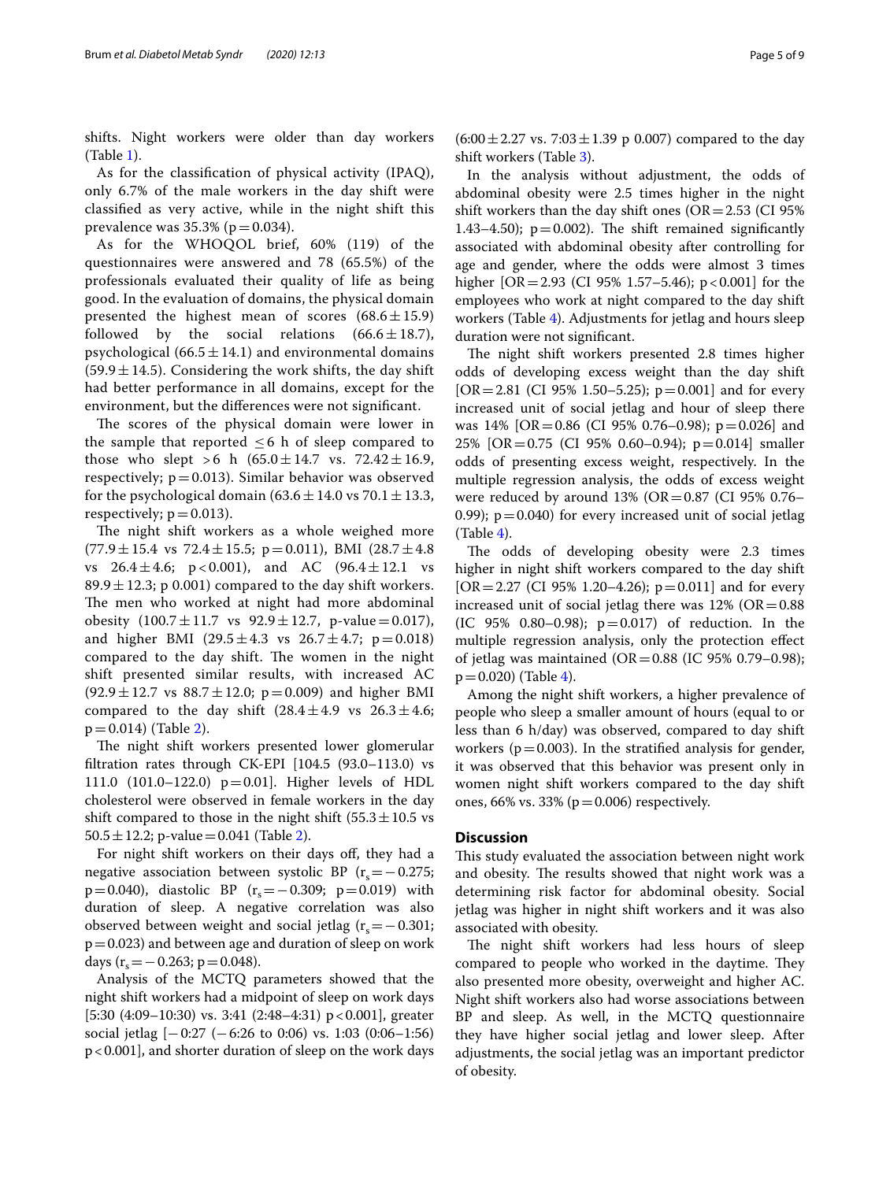shifts. Night workers were older than day workers (Table 1).

As for the classification of physical activity (IPAQ), only 6.7% of the male workers in the day shift were classified as very active, while in the night shift this prevalence was 35.3% ($p = 0.034$).

As for the WHOQOL brief, 60% (119) of the questionnaires were answered and 78 (65.5%) of the professionals evaluated their quality of life as being good. In the evaluation of domains, the physical domain presented the highest mean of scores ($68.6 \pm 15.9$) followed by the social relations ($66.6 \pm 18.7$), psychological ($66.5 \pm 14.1$) and environmental domains ($59.9 \pm 14.5$). Considering the work shifts, the day shift had better performance in all domains, except for the environment, but the differences were not significant.

The scores of the physical domain were lower in the sample that reported $\leq 6$ h of sleep compared to those who slept $> 6$ h ($65.0 \pm 14.7$ vs. $72.42 \pm 16.9$, respectively; $p = 0.013$). Similar behavior was observed for the psychological domain ($63.6 \pm 14.0$ vs $70.1 \pm 13.3$, respectively; $p = 0.013$).

The night shift workers as a whole weighed more ($77.9 \pm 15.4$ vs $72.4 \pm 15.5$; $p = 0.011$), BMI ($28.7 \pm 4.8$ vs $26.4 \pm 4.6$; $p < 0.001$), and AC ($96.4 \pm 12.1$ vs $89.9 \pm 12.3$; p 0.001) compared to the day shift workers. The men who worked at night had more abdominal obesity ($100.7 \pm 11.7$ vs $92.9 \pm 12.7$, p-value $= 0.017$), and higher BMI ($29.5 \pm 4.3$ vs $26.7 \pm 4.7$; $p = 0.018$) compared to the day shift. The women in the night shift presented similar results, with increased AC ($92.9 \pm 12.7$ vs $88.7 \pm 12.0$; $p = 0.009$) and higher BMI compared to the day shift ($28.4 \pm 4.9$ vs $26.3 \pm 4.6$; $p = 0.014$) (Table 2).

The night shift workers presented lower glomerular filtration rates through CK-EPI [104.5 (93.0–113.0) vs 111.0 (101.0–122.0) $p = 0.01$]. Higher levels of HDL cholesterol were observed in female workers in the day shift compared to those in the night shift ($55.3 \pm 10.5$ vs $50.5 \pm 12.2$; p-value $= 0.041$ (Table 2).

For night shift workers on their days off, they had a negative association between systolic BP ($r_s = -0.275$; $p = 0.040$), diastolic BP ($r_s = -0.309$; $p = 0.019$) with duration of sleep. A negative correlation was also observed between weight and social jetlag ($r_s = -0.301$; $p = 0.023$) and between age and duration of sleep on work days ($r_s = -0.263$; $p = 0.048$).

Analysis of the MCTQ parameters showed that the night shift workers had a midpoint of sleep on work days [5:30 (4:09–10:30) vs. 3:41 (2:48–4:31) $p < 0.001$], greater social jetlag [−0:27 (−6:26 to 0:06) vs. 1:03 (0:06–1:56) $p < 0.001$], and shorter duration of sleep on the work days ($6{:}00 \pm 2.27$ vs. $7{:}03 \pm 1.39$ p 0.007) compared to the day shift workers (Table 3).

In the analysis without adjustment, the odds of abdominal obesity were 2.5 times higher in the night shift workers than the day shift ones (OR = 2.53 (CI 95% 1.43–4.50); $p = 0.002$). The shift remained significantly associated with abdominal obesity after controlling for age and gender, where the odds were almost 3 times higher [OR = 2.93 (CI 95% 1.57–5.46); $p < 0.001$] for the employees who work at night compared to the day shift workers (Table 4). Adjustments for jetlag and hours sleep duration were not significant.

The night shift workers presented 2.8 times higher odds of developing excess weight than the day shift [OR = 2.81 (CI 95% 1.50–5.25); $p = 0.001$] and for every increased unit of social jetlag and hour of sleep there was 14% [OR = 0.86 (CI 95% 0.76–0.98); $p = 0.026$] and 25% [OR = 0.75 (CI 95% 0.60–0.94); $p = 0.014$] smaller odds of presenting excess weight, respectively. In the multiple regression analysis, the odds of excess weight were reduced by around 13% (OR = 0.87 (CI 95% 0.76–0.99); $p = 0.040$) for every increased unit of social jetlag (Table 4).

The odds of developing obesity were 2.3 times higher in night shift workers compared to the day shift [OR = 2.27 (CI 95% 1.20–4.26); $p = 0.011$] and for every increased unit of social jetlag there was 12% (OR = 0.88 (IC 95% 0.80–0.98); $p = 0.017$) of reduction. In the multiple regression analysis, only the protection effect of jetlag was maintained (OR = 0.88 (IC 95% 0.79–0.98); $p = 0.020$) (Table 4).

Among the night shift workers, a higher prevalence of people who sleep a smaller amount of hours (equal to or less than 6 h/day) was observed, compared to day shift workers ($p = 0.003$). In the stratified analysis for gender, it was observed that this behavior was present only in women night shift workers compared to the day shift ones, 66% vs. 33% ($p = 0.006$) respectively.

## Discussion

This study evaluated the association between night work and obesity. The results showed that night work was a determining risk factor for abdominal obesity. Social jetlag was higher in night shift workers and it was also associated with obesity.

The night shift workers had less hours of sleep compared to people who worked in the daytime. They also presented more obesity, overweight and higher AC. Night shift workers also had worse associations between BP and sleep. As well, in the MCTQ questionnaire they have higher social jetlag and lower sleep. After adjustments, the social jetlag was an important predictor of obesity.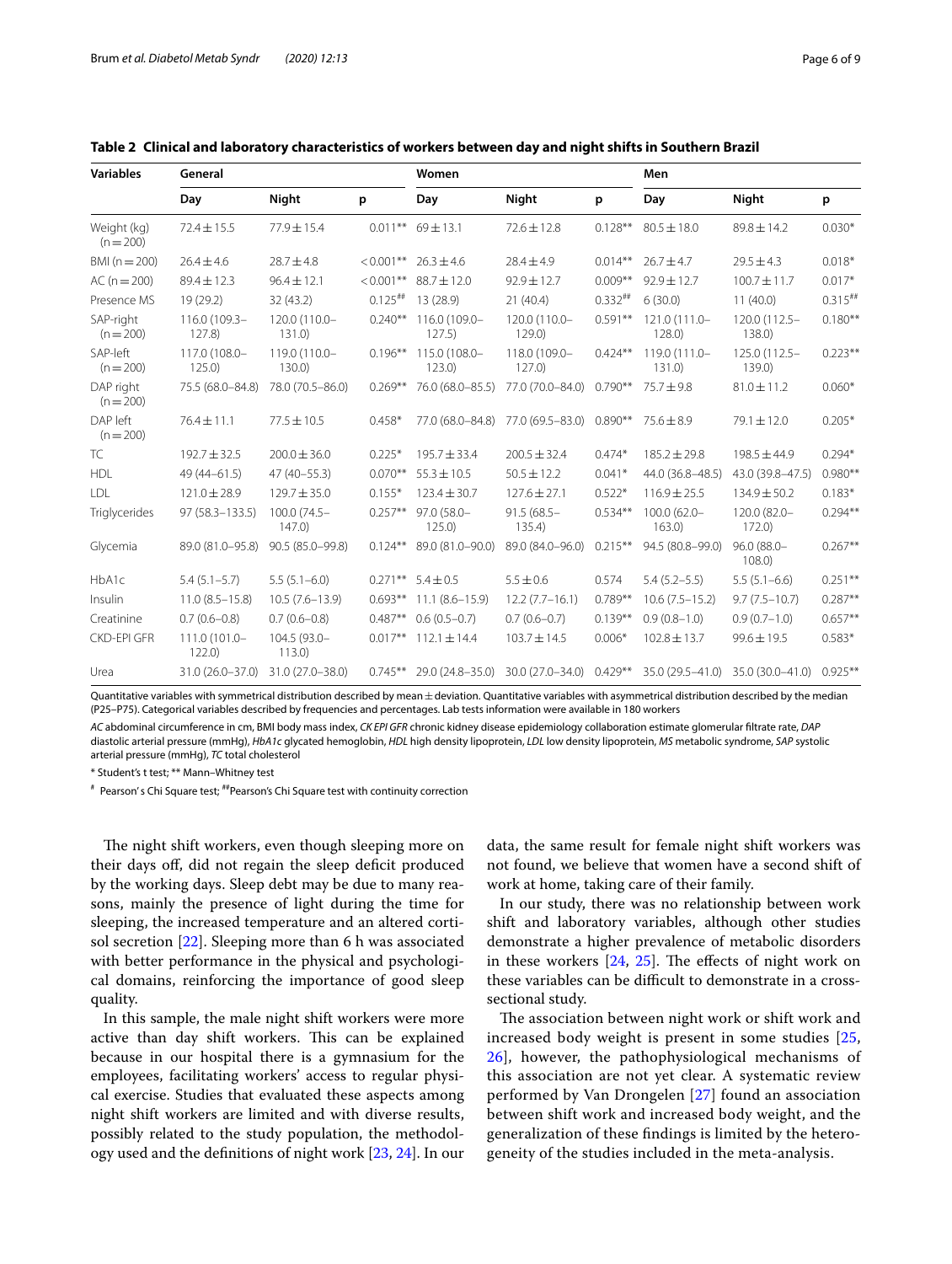**Table 2 Clinical and laboratory characteristics of workers between day and night shifts in Southern Brazil**

| Variables | General | | | Women | | | Men | | |
|---|---|---|---|---|---|---|---|---|---|
| | Day | Night | p | Day | Night | p | Day | Night | p |
| Weight (kg) (n = 200) | 72.4 ± 15.5 | 77.9 ± 15.4 | 0.011** | 69 ± 13.1 | 72.6 ± 12.8 | 0.128** | 80.5 ± 18.0 | 89.8 ± 14.2 | 0.030* |
| BMI (n = 200) | 26.4 ± 4.6 | 28.7 ± 4.8 | < 0.001** | 26.3 ± 4.6 | 28.4 ± 4.9 | 0.014** | 26.7 ± 4.7 | 29.5 ± 4.3 | 0.018* |
| AC (n = 200) | 89.4 ± 12.3 | 96.4 ± 12.1 | < 0.001** | 88.7 ± 12.0 | 92.9 ± 12.7 | 0.009** | 92.9 ± 12.7 | 100.7 ± 11.7 | 0.017* |
| Presence MS | 19 (29.2) | 32 (43.2) | 0.125## | 13 (28.9) | 21 (40.4) | 0.332## | 6 (30.0) | 11 (40.0) | 0.315## |
| SAP-right (n = 200) | 116.0 (109.3–127.8) | 120.0 (110.0–131.0) | 0.240** | 116.0 (109.0–127.5) | 120.0 (110.0–129.0) | 0.591** | 121.0 (111.0–128.0) | 120.0 (112.5–138.0) | 0.180** |
| SAP-left (n = 200) | 117.0 (108.0–125.0) | 119.0 (110.0–130.0) | 0.196** | 115.0 (108.0–123.0) | 118.0 (109.0–127.0) | 0.424** | 119.0 (111.0–131.0) | 125.0 (112.5–139.0) | 0.223** |
| DAP right (n = 200) | 75.5 (68.0–84.8) | 78.0 (70.5–86.0) | 0.269** | 76.0 (68.0–85.5) | 77.0 (70.0–84.0) | 0.790** | 75.7 ± 9.8 | 81.0 ± 11.2 | 0.060* |
| DAP left (n = 200) | 76.4 ± 11.1 | 77.5 ± 10.5 | 0.458* | 77.0 (68.0–84.8) | 77.0 (69.5–83.0) | 0.890** | 75.6 ± 8.9 | 79.1 ± 12.0 | 0.205* |
| TC | 192.7 ± 32.5 | 200.0 ± 36.0 | 0.225* | 195.7 ± 33.4 | 200.5 ± 32.4 | 0.474* | 185.2 ± 29.8 | 198.5 ± 44.9 | 0.294* |
| HDL | 49 (44–61.5) | 47 (40–55.3) | 0.070** | 55.3 ± 10.5 | 50.5 ± 12.2 | 0.041* | 44.0 (36.8–48.5) | 43.0 (39.8–47.5) | 0.980** |
| LDL | 121.0 ± 28.9 | 129.7 ± 35.0 | 0.155* | 123.4 ± 30.7 | 127.6 ± 27.1 | 0.522* | 116.9 ± 25.5 | 134.9 ± 50.2 | 0.183* |
| Triglycerides | 97 (58.3–133.5) | 100.0 (74.5–147.0) | 0.257** | 97.0 (58.0–125.0) | 91.5 (68.5–135.4) | 0.534** | 100.0 (62.0–163.0) | 120.0 (82.0–172.0) | 0.294** |
| Glycemia | 89.0 (81.0–95.8) | 90.5 (85.0–99.8) | 0.124** | 89.0 (81.0–90.0) | 89.0 (84.0–96.0) | 0.215** | 94.5 (80.8–99.0) | 96.0 (88.0–108.0) | 0.267** |
| HbA1c | 5.4 (5.1–5.7) | 5.5 (5.1–6.0) | 0.271** | 5.4 ± 0.5 | 5.5 ± 0.6 | 0.574 | 5.4 (5.2–5.5) | 5.5 (5.1–6.6) | 0.251** |
| Insulin | 11.0 (8.5–15.8) | 10.5 (7.6–13.9) | 0.693** | 11.1 (8.6–15.9) | 12.2 (7.7–16.1) | 0.789** | 10.6 (7.5–15.2) | 9.7 (7.5–10.7) | 0.287** |
| Creatinine | 0.7 (0.6–0.8) | 0.7 (0.6–0.8) | 0.487** | 0.6 (0.5–0.7) | 0.7 (0.6–0.7) | 0.139** | 0.9 (0.8–1.0) | 0.9 (0.7–1.0) | 0.657** |
| CKD-EPI GFR | 111.0 (101.0–122.0) | 104.5 (93.0–113.0) | 0.017** | 112.1 ± 14.4 | 103.7 ± 14.5 | 0.006* | 102.8 ± 13.7 | 99.6 ± 19.5 | 0.583* |
| Urea | 31.0 (26.0–37.0) | 31.0 (27.0–38.0) | 0.745** | 29.0 (24.8–35.0) | 30.0 (27.0–34.0) | 0.429** | 35.0 (29.5–41.0) | 35.0 (30.0–41.0) | 0.925** |

Quantitative variables with symmetrical distribution described by mean ± deviation. Quantitative variables with asymmetrical distribution described by the median (P25–P75). Categorical variables described by frequencies and percentages. Lab tests information were available in 180 workers

*AC* abdominal circumference in cm, *BMI* body mass index, *CK EPI GFR* chronic kidney disease epidemiology collaboration estimate glomerular filtrate rate, *DAP* diastolic arterial pressure (mmHg), *HbA1c* glycated hemoglobin, *HDL* high density lipoprotein, *LDL* low density lipoprotein, *MS* metabolic syndrome, *SAP* systolic arterial pressure (mmHg), *TC* total cholesterol

* Student's t test; ** Mann–Whitney test

# Pearson's Chi Square test; ## Pearson's Chi Square test with continuity correction

The night shift workers, even though sleeping more on their days off, did not regain the sleep deficit produced by the working days. Sleep debt may be due to many reasons, mainly the presence of light during the time for sleeping, the increased temperature and an altered cortisol secretion [22]. Sleeping more than 6 h was associated with better performance in the physical and psychological domains, reinforcing the importance of good sleep quality.

In this sample, the male night shift workers were more active than day shift workers. This can be explained because in our hospital there is a gymnasium for the employees, facilitating workers' access to regular physical exercise. Studies that evaluated these aspects among night shift workers are limited and with diverse results, possibly related to the study population, the methodology used and the definitions of night work [23, 24]. In our data, the same result for female night shift workers was not found, we believe that women have a second shift of work at home, taking care of their family.

In our study, there was no relationship between work shift and laboratory variables, although other studies demonstrate a higher prevalence of metabolic disorders in these workers [24, 25]. The effects of night work on these variables can be difficult to demonstrate in a cross-sectional study.

The association between night work or shift work and increased body weight is present in some studies [25, 26], however, the pathophysiological mechanisms of this association are not yet clear. A systematic review performed by Van Drongelen [27] found an association between shift work and increased body weight, and the generalization of these findings is limited by the heterogeneity of the studies included in the meta-analysis.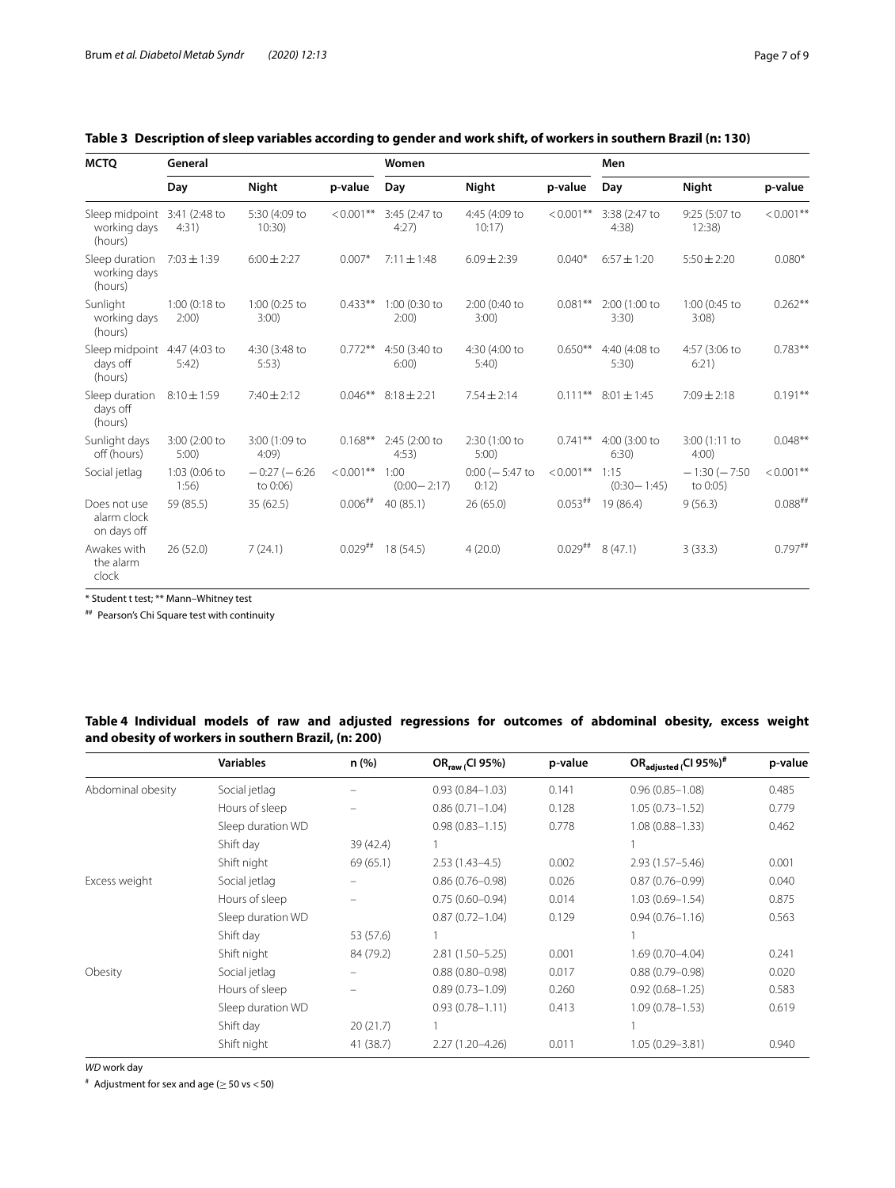**Table 3 Description of sleep variables according to gender and work shift, of workers in southern Brazil (n: 130)**

| MCTQ | General | | | Women | | | Men | | |
|---|---|---|---|---|---|---|---|---|---|
| | Day | Night | p-value | Day | Night | p-value | Day | Night | p-value |
| Sleep midpoint working days (hours) | 3:41 (2:48 to 4:31) | 5:30 (4:09 to 10:30) | < 0.001** | 3:45 (2:47 to 4:27) | 4:45 (4:09 to 10:17) | < 0.001** | 3:38 (2:47 to 4:38) | 9:25 (5:07 to 12:38) | < 0.001** |
| Sleep duration working days (hours) | 7:03 ± 1:39 | 6:00 ± 2:27 | 0.007* | 7:11 ± 1:48 | 6.09 ± 2:39 | 0.040* | 6:57 ± 1:20 | 5:50 ± 2:20 | 0.080* |
| Sunlight working days (hours) | 1:00 (0:18 to 2:00) | 1:00 (0:25 to 3:00) | 0.433** | 1:00 (0:30 to 2:00) | 2:00 (0:40 to 3:00) | 0.081** | 2:00 (1:00 to 3:30) | 1:00 (0:45 to 3:08) | 0.262** |
| Sleep midpoint days off (hours) | 4:47 (4:03 to 5:42) | 4:30 (3:48 to 5:53) | 0.772** | 4:50 (3:40 to 6:00) | 4:30 (4:00 to 5:40) | 0.650** | 4:40 (4:08 to 5:30) | 4:57 (3:06 to 6:21) | 0.783** |
| Sleep duration days off (hours) | 8:10 ± 1:59 | 7:40 ± 2:12 | 0.046** | 8:18 ± 2:21 | 7.54 ± 2:14 | 0.111** | 8:01 ± 1:45 | 7:09 ± 2:18 | 0.191** |
| Sunlight days off (hours) | 3:00 (2:00 to 5:00) | 3:00 (1:09 to 4:09) | 0.168** | 2:45 (2:00 to 4:53) | 2:30 (1:00 to 5:00) | 0.741** | 4:00 (3:00 to 6:30) | 3:00 (1:11 to 4:00) | 0.048** |
| Social jetlag | 1:03 (0:06 to 1:56) | − 0:27 (− 6:26 to 0:06) | < 0.001** | 1:00 (0:00 − 2:17) | 0:00 (− 5:47 to 0:12) | < 0.001** | 1:15 (0:30 − 1:45) | − 1:30 (− 7:50 to 0:05) | < 0.001** |
| Does not use alarm clock on days off | 59 (85.5) | 35 (62.5) | 0.006## | 40 (85.1) | 26 (65.0) | 0.053## | 19 (86.4) | 9 (56.3) | 0.088## |
| Awakes with the alarm clock | 26 (52.0) | 7 (24.1) | 0.029## | 18 (54.5) | 4 (20.0) | 0.029## | 8 (47.1) | 3 (33.3) | 0.797## |

\* Student t test; ** Mann–Whitney test

## Pearson's Chi Square test with continuity

**Table 4 Individual models of raw and adjusted regressions for outcomes of abdominal obesity, excess weight and obesity of workers in southern Brazil, (n: 200)**

| | Variables | n (%) | $OR_{raw}$ (CI 95%) | p-value | $OR_{adjusted}$ (CI 95%)# | p-value |
|---|---|---|---|---|---|---|
| Abdominal obesity | Social jetlag | – | 0.93 (0.84–1.03) | 0.141 | 0.96 (0.85–1.08) | 0.485 |
| | Hours of sleep | – | 0.86 (0.71–1.04) | 0.128 | 1.05 (0.73–1.52) | 0.779 |
| | Sleep duration WD | | 0.98 (0.83–1.15) | 0.778 | 1.08 (0.88–1.33) | 0.462 |
| | Shift day | 39 (42.4) | 1 | | 1 | |
| | Shift night | 69 (65.1) | 2.53 (1.43–4.5) | 0.002 | 2.93 (1.57–5.46) | 0.001 |
| Excess weight | Social jetlag | – | 0.86 (0.76–0.98) | 0.026 | 0.87 (0.76–0.99) | 0.040 |
| | Hours of sleep | – | 0.75 (0.60–0.94) | 0.014 | 1.03 (0.69–1.54) | 0.875 |
| | Sleep duration WD | | 0.87 (0.72–1.04) | 0.129 | 0.94 (0.76–1.16) | 0.563 |
| | Shift day | 53 (57.6) | 1 | | 1 | |
| | Shift night | 84 (79.2) | 2.81 (1.50–5.25) | 0.001 | 1.69 (0.70–4.04) | 0.241 |
| Obesity | Social jetlag | – | 0.88 (0.80–0.98) | 0.017 | 0.88 (0.79–0.98) | 0.020 |
| | Hours of sleep | – | 0.89 (0.73–1.09) | 0.260 | 0.92 (0.68–1.25) | 0.583 |
| | Sleep duration WD | | 0.93 (0.78–1.11) | 0.413 | 1.09 (0.78–1.53) | 0.619 |
| | Shift day | 20 (21.7) | 1 | | 1 | |
| | Shift night | 41 (38.7) | 2.27 (1.20–4.26) | 0.011 | 1.05 (0.29–3.81) | 0.940 |

*WD* work day

# Adjustment for sex and age (≥ 50 vs < 50)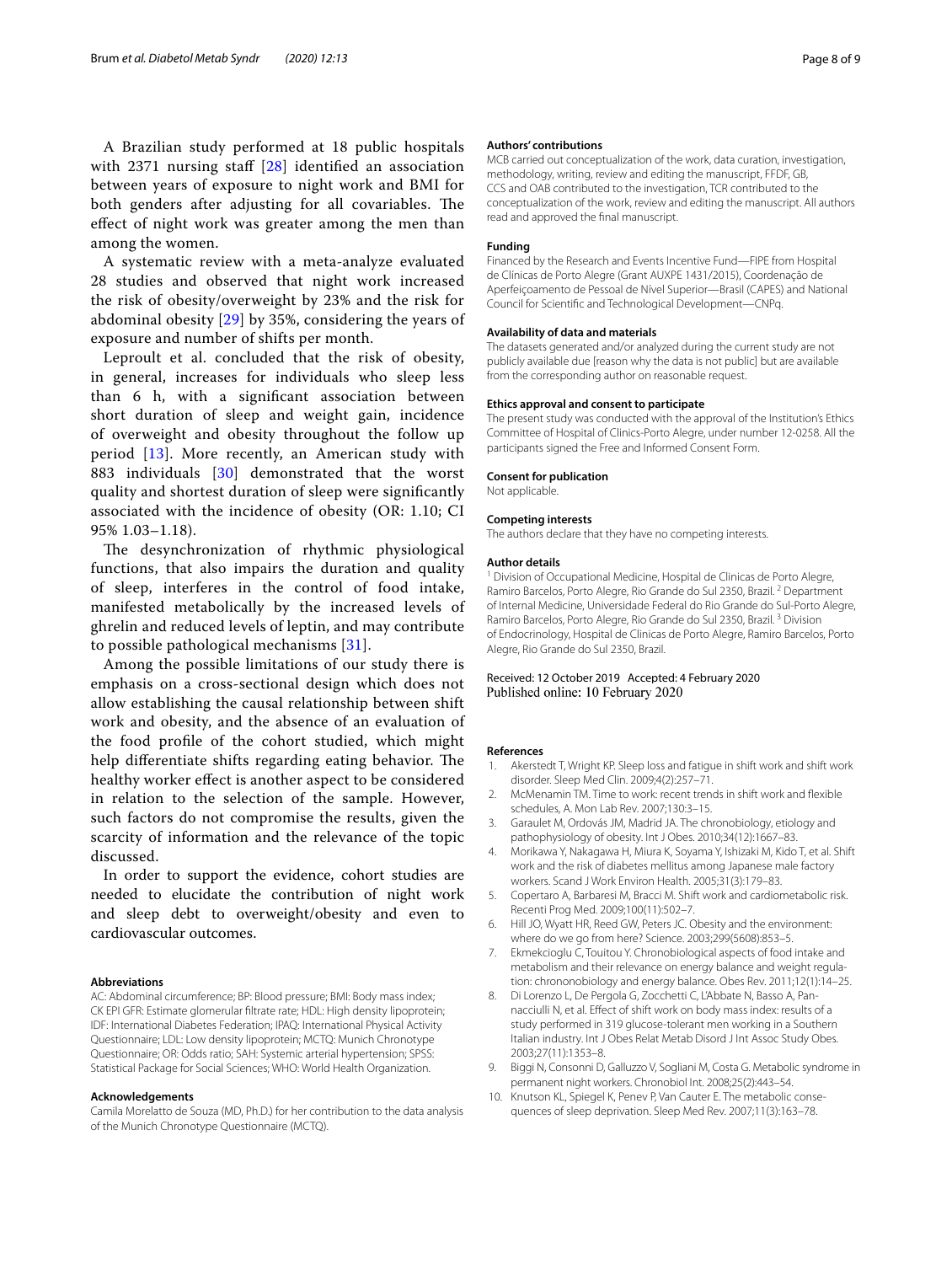A Brazilian study performed at 18 public hospitals with 2371 nursing staff [28] identified an association between years of exposure to night work and BMI for both genders after adjusting for all covariables. The effect of night work was greater among the men than among the women.

A systematic review with a meta-analyze evaluated 28 studies and observed that night work increased the risk of obesity/overweight by 23% and the risk for abdominal obesity [29] by 35%, considering the years of exposure and number of shifts per month.

Leproult et al. concluded that the risk of obesity, in general, increases for individuals who sleep less than 6 h, with a significant association between short duration of sleep and weight gain, incidence of overweight and obesity throughout the follow up period [13]. More recently, an American study with 883 individuals [30] demonstrated that the worst quality and shortest duration of sleep were significantly associated with the incidence of obesity (OR: 1.10; CI 95% 1.03–1.18).

The desynchronization of rhythmic physiological functions, that also impairs the duration and quality of sleep, interferes in the control of food intake, manifested metabolically by the increased levels of ghrelin and reduced levels of leptin, and may contribute to possible pathological mechanisms [31].

Among the possible limitations of our study there is emphasis on a cross-sectional design which does not allow establishing the causal relationship between shift work and obesity, and the absence of an evaluation of the food profile of the cohort studied, which might help differentiate shifts regarding eating behavior. The healthy worker effect is another aspect to be considered in relation to the selection of the sample. However, such factors do not compromise the results, given the scarcity of information and the relevance of the topic discussed.

In order to support the evidence, cohort studies are needed to elucidate the contribution of night work and sleep debt to overweight/obesity and even to cardiovascular outcomes.

#### Abbreviations

AC: Abdominal circumference; BP: Blood pressure; BMI: Body mass index; CK EPI GFR: Estimate glomerular filtrate rate; HDL: High density lipoprotein; IDF: International Diabetes Federation; IPAQ: International Physical Activity Questionnaire; LDL: Low density lipoprotein; MCTQ: Munich Chronotype Questionnaire; OR: Odds ratio; SAH: Systemic arterial hypertension; SPSS: Statistical Package for Social Sciences; WHO: World Health Organization.

#### Acknowledgements

Camila Morelatto de Souza (MD, Ph.D.) for her contribution to the data analysis of the Munich Chronotype Questionnaire (MCTQ).

#### Authors' contributions

MCB carried out conceptualization of the work, data curation, investigation, methodology, writing, review and editing the manuscript, FFDF, GB, CCS and OAB contributed to the investigation, TCR contributed to the conceptualization of the work, review and editing the manuscript. All authors read and approved the final manuscript.

#### Funding

Financed by the Research and Events Incentive Fund—FIPE from Hospital de Clínicas de Porto Alegre (Grant AUXPE 1431/2015), Coordenação de Aperfeiçoamento de Pessoal de Nível Superior—Brasil (CAPES) and National Council for Scientific and Technological Development—CNPq.

#### Availability of data and materials

The datasets generated and/or analyzed during the current study are not publicly available due [reason why the data is not public] but are available from the corresponding author on reasonable request.

#### Ethics approval and consent to participate

The present study was conducted with the approval of the Institution's Ethics Committee of Hospital of Clinics-Porto Alegre, under number 12-0258. All the participants signed the Free and Informed Consent Form.

#### Consent for publication

Not applicable.

#### Competing interests

The authors declare that they have no competing interests.

#### Author details

[1] Division of Occupational Medicine, Hospital de Clinicas de Porto Alegre, Ramiro Barcelos, Porto Alegre, Rio Grande do Sul 2350, Brazil. [2] Department of Internal Medicine, Universidade Federal do Rio Grande do Sul-Porto Alegre, Ramiro Barcelos, Porto Alegre, Rio Grande do Sul 2350, Brazil. [3] Division of Endocrinology, Hospital de Clinicas de Porto Alegre, Ramiro Barcelos, Porto Alegre, Rio Grande do Sul 2350, Brazil.

Received: 12 October 2019 Accepted: 4 February 2020
Published online: 10 February 2020

#### References

1. Akerstedt T, Wright KP. Sleep loss and fatigue in shift work and shift work disorder. Sleep Med Clin. 2009;4(2):257–71.
2. McMenamin TM. Time to work: recent trends in shift work and flexible schedules, A. Mon Lab Rev. 2007;130:3–15.
3. Garaulet M, Ordovás JM, Madrid JA. The chronobiology, etiology and pathophysiology of obesity. Int J Obes. 2010;34(12):1667–83.
4. Morikawa Y, Nakagawa H, Miura K, Soyama Y, Ishizaki M, Kido T, et al. Shift work and the risk of diabetes mellitus among Japanese male factory workers. Scand J Work Environ Health. 2005;31(3):179–83.
5. Copertaro A, Barbaresi M, Bracci M. Shift work and cardiometabolic risk. Recenti Prog Med. 2009;100(11):502–7.
6. Hill JO, Wyatt HR, Reed GW, Peters JC. Obesity and the environment: where do we go from here? Science. 2003;299(5608):853–5.
7. Ekmekcioglu C, Touitou Y. Chronobiological aspects of food intake and metabolism and their relevance on energy balance and weight regulation: chrononobiology and energy balance. Obes Rev. 2011;12(1):14–25.
8. Di Lorenzo L, De Pergola G, Zocchetti C, L'Abbate N, Basso A, Pannacciulli N, et al. Effect of shift work on body mass index: results of a study performed in 319 glucose-tolerant men working in a Southern Italian industry. Int J Obes Relat Metab Disord J Int Assoc Study Obes. 2003;27(11):1353–8.
9. Biggi N, Consonni D, Galluzzo V, Sogliani M, Costa G. Metabolic syndrome in permanent night workers. Chronobiol Int. 2008;25(2):443–54.
10. Knutson KL, Spiegel K, Penev P, Van Cauter E. The metabolic consequences of sleep deprivation. Sleep Med Rev. 2007;11(3):163–78.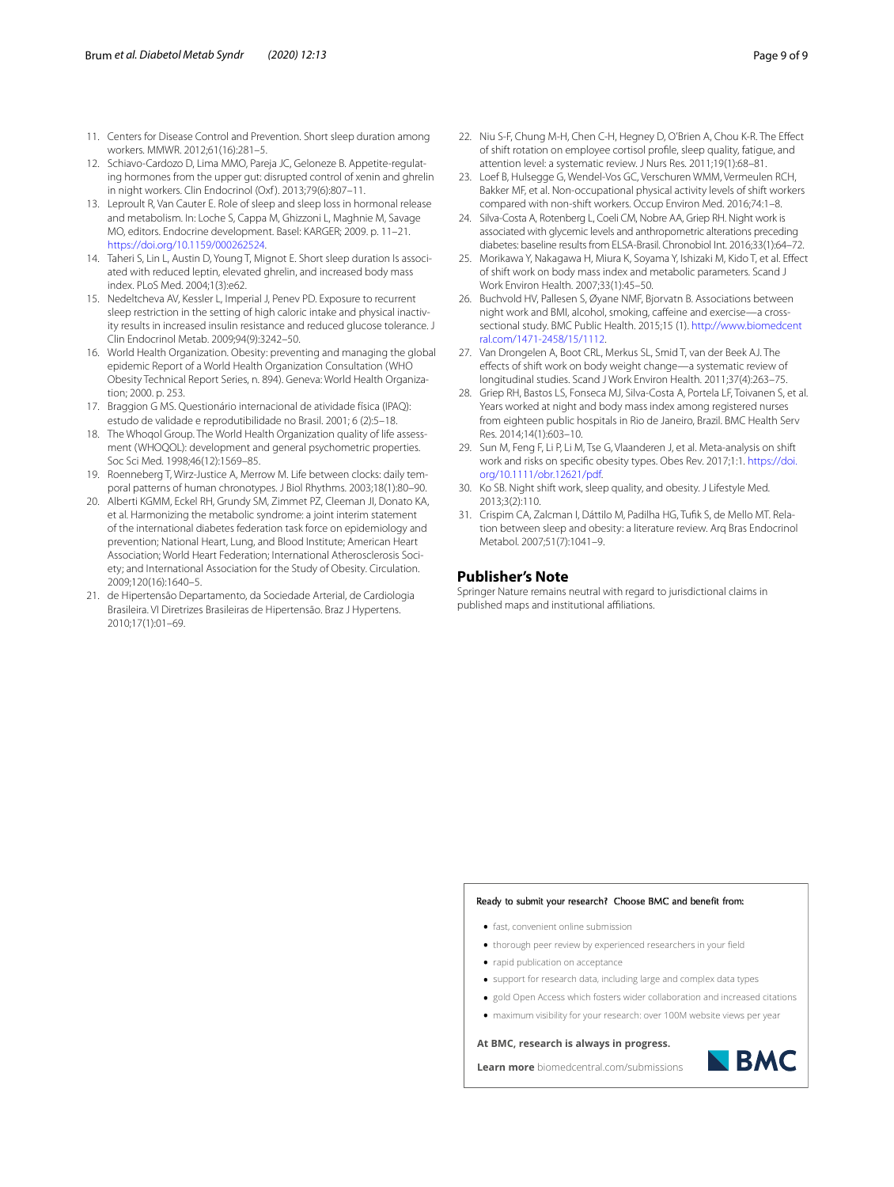11. Centers for Disease Control and Prevention. Short sleep duration among workers. MMWR. 2012;61(16):281–5.
12. Schiavo-Cardozo D, Lima MMO, Pareja JC, Geloneze B. Appetite-regulating hormones from the upper gut: disrupted control of xenin and ghrelin in night workers. Clin Endocrinol (Oxf). 2013;79(6):807–11.
13. Leproult R, Van Cauter E. Role of sleep and sleep loss in hormonal release and metabolism. In: Loche S, Cappa M, Ghizzoni L, Maghnie M, Savage MO, editors. Endocrine development. Basel: KARGER; 2009. p. 11–21. https://doi.org/10.1159/000262524.
14. Taheri S, Lin L, Austin D, Young T, Mignot E. Short sleep duration Is associated with reduced leptin, elevated ghrelin, and increased body mass index. PLoS Med. 2004;1(3):e62.
15. Nedeltcheva AV, Kessler L, Imperial J, Penev PD. Exposure to recurrent sleep restriction in the setting of high caloric intake and physical inactivity results in increased insulin resistance and reduced glucose tolerance. J Clin Endocrinol Metab. 2009;94(9):3242–50.
16. World Health Organization. Obesity: preventing and managing the global epidemic Report of a World Health Organization Consultation (WHO Obesity Technical Report Series, n. 894). Geneva: World Health Organization; 2000. p. 253.
17. Braggion G MS. Questionário internacional de atividade física (IPAQ): estudo de validade e reprodutibilidade no Brasil. 2001; 6 (2):5–18.
18. The Whoqol Group. The World Health Organization quality of life assessment (WHOQOL): development and general psychometric properties. Soc Sci Med. 1998;46(12):1569–85.
19. Roenneberg T, Wirz-Justice A, Merrow M. Life between clocks: daily temporal patterns of human chronotypes. J Biol Rhythms. 2003;18(1):80–90.
20. Alberti KGMM, Eckel RH, Grundy SM, Zimmet PZ, Cleeman JI, Donato KA, et al. Harmonizing the metabolic syndrome: a joint interim statement of the international diabetes federation task force on epidemiology and prevention; National Heart, Lung, and Blood Institute; American Heart Association; World Heart Federation; International Atherosclerosis Society; and International Association for the Study of Obesity. Circulation. 2009;120(16):1640–5.
21. de Hipertensão Departamento, da Sociedade Arterial, de Cardiologia Brasileira. VI Diretrizes Brasileiras de Hipertensão. Braz J Hypertens. 2010;17(1):01–69.
22. Niu S-F, Chung M-H, Chen C-H, Hegney D, O'Brien A, Chou K-R. The Effect of shift rotation on employee cortisol profile, sleep quality, fatigue, and attention level: a systematic review. J Nurs Res. 2011;19(1):68–81.
23. Loef B, Hulsegge G, Wendel-Vos GC, Verschuren WMM, Vermeulen RCH, Bakker MF, et al. Non-occupational physical activity levels of shift workers compared with non-shift workers. Occup Environ Med. 2016;74:1–8.
24. Silva-Costa A, Rotenberg L, Coeli CM, Nobre AA, Griep RH. Night work is associated with glycemic levels and anthropometric alterations preceding diabetes: baseline results from ELSA-Brasil. Chronobiol Int. 2016;33(1):64–72.
25. Morikawa Y, Nakagawa H, Miura K, Soyama Y, Ishizaki M, Kido T, et al. Effect of shift work on body mass index and metabolic parameters. Scand J Work Environ Health. 2007;33(1):45–50.
26. Buchvold HV, Pallesen S, Øyane NMF, Bjorvatn B. Associations between night work and BMI, alcohol, smoking, caffeine and exercise—a cross-sectional study. BMC Public Health. 2015;15 (1). http://www.biomedcentral.com/1471-2458/15/1112.
27. Van Drongelen A, Boot CRL, Merkus SL, Smid T, van der Beek AJ. The effects of shift work on body weight change—a systematic review of longitudinal studies. Scand J Work Environ Health. 2011;37(4):263–75.
28. Griep RH, Bastos LS, Fonseca MJ, Silva-Costa A, Portela LF, Toivanen S, et al. Years worked at night and body mass index among registered nurses from eighteen public hospitals in Rio de Janeiro, Brazil. BMC Health Serv Res. 2014;14(1):603–10.
29. Sun M, Feng F, Li P, Li M, Tse G, Vlaanderen J, et al. Meta-analysis on shift work and risks on specific obesity types. Obes Rev. 2017;1:1. https://doi.org/10.1111/obr.12621/pdf.
30. Ko SB. Night shift work, sleep quality, and obesity. J Lifestyle Med. 2013;3(2):110.
31. Crispim CA, Zalcman I, Dáttilo M, Padilha HG, Tufik S, de Mello MT. Relation between sleep and obesity: a literature review. Arq Bras Endocrinol Metabol. 2007;51(7):1041–9.

## Publisher's Note

Springer Nature remains neutral with regard to jurisdictional claims in published maps and institutional affiliations.

Ready to submit your research? Choose BMC and benefit from:

- fast, convenient online submission
- thorough peer review by experienced researchers in your field
- rapid publication on acceptance
- support for research data, including large and complex data types
- gold Open Access which fosters wider collaboration and increased citations
- maximum visibility for your research: over 100M website views per year

**At BMC, research is always in progress.**

**Learn more** biomedcentral.com/submissions